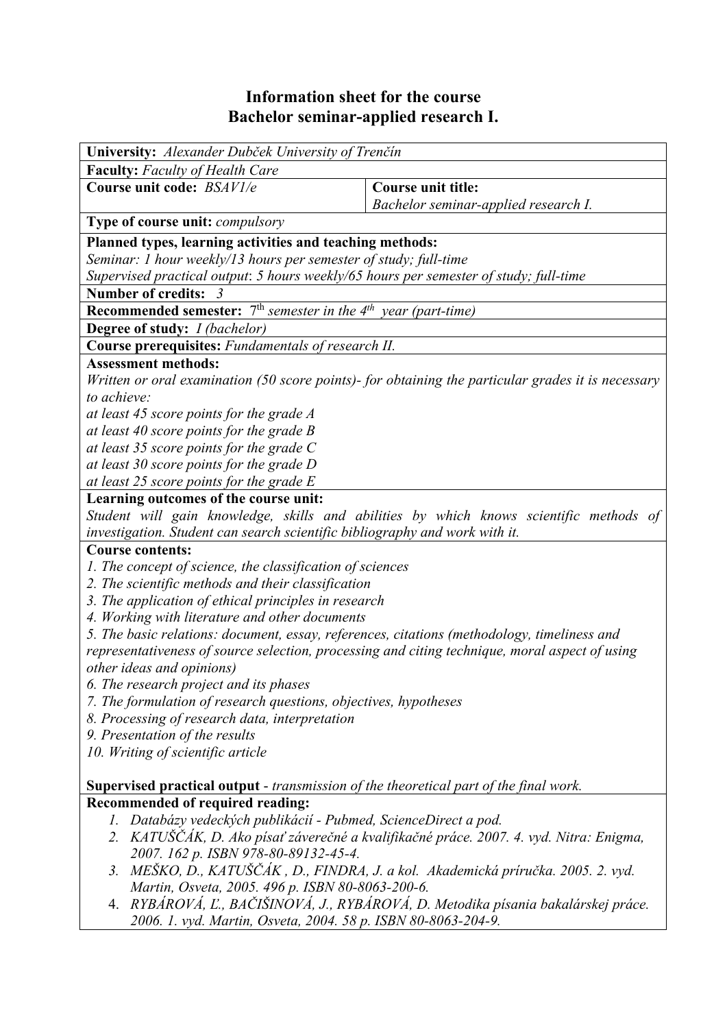# Information sheet for the course
# Bachelor seminar-applied research I.

**University:** *Alexander Dubček University of Trenčín*

**Faculty:** *Faculty of Health Care*

| **Course unit code:** *BSAV1/e* | **Course unit title:** *Bachelor seminar-applied research I.* |
|---|---|

**Type of course unit:** *compulsory*

**Planned types, learning activities and teaching methods:**
*Seminar: 1 hour weekly/13 hours per semester of study; full-time*
*Supervised practical output: 5 hours weekly/65 hours per semester of study; full-time*

**Number of credits:** *3*

**Recommended semester:** *7th semester in the 4th year (part-time)*

**Degree of study:** *I (bachelor)*

**Course prerequisites:** *Fundamentals of research II.*

**Assessment methods:**
*Written or oral examination (50 score points)- for obtaining the particular grades it is necessary to achieve:*
*at least 45 score points for the grade A*
*at least 40 score points for the grade B*
*at least 35 score points for the grade C*
*at least 30 score points for the grade D*
*at least 25 score points for the grade E*

**Learning outcomes of the course unit:**
*Student will gain knowledge, skills and abilities by which knows scientific methods of investigation. Student can search scientific bibliography and work with it.*

**Course contents:**
*1. The concept of science, the classification of sciences*
*2. The scientific methods and their classification*
*3. The application of ethical principles in research*
*4. Working with literature and other documents*
*5. The basic relations: document, essay, references, citations (methodology, timeliness and representativeness of source selection, processing and citing technique, moral aspect of using other ideas and opinions)*
*6. The research project and its phases*
*7. The formulation of research questions, objectives, hypotheses*
*8. Processing of research data, interpretation*
*9. Presentation of the results*
*10. Writing of scientific article*

**Supervised practical output** - *transmission of the theoretical part of the final work.*

**Recommended of required reading:**
1. *Databázy vedeckých publikácií - Pubmed, ScienceDirect a pod.*
2. *KATUŠČÁK, D. Ako písať záverečné a kvalifikačné práce. 2007. 4. vyd. Nitra: Enigma, 2007. 162 p. ISBN 978-80-89132-45-4.*
3. *MEŠKO, D., KATUŠČÁK , D., FINDRA, J. a kol. Akademická príručka. 2005. 2. vyd. Martin, Osveta, 2005. 496 p. ISBN 80-8063-200-6.*
4. *RYBÁROVÁ, Ľ., BAČIŠINOVÁ, J., RYBÁROVÁ, D. Metodika písania bakalárskej práce. 2006. 1. vyd. Martin, Osveta, 2004. 58 p. ISBN 80-8063-204-9.*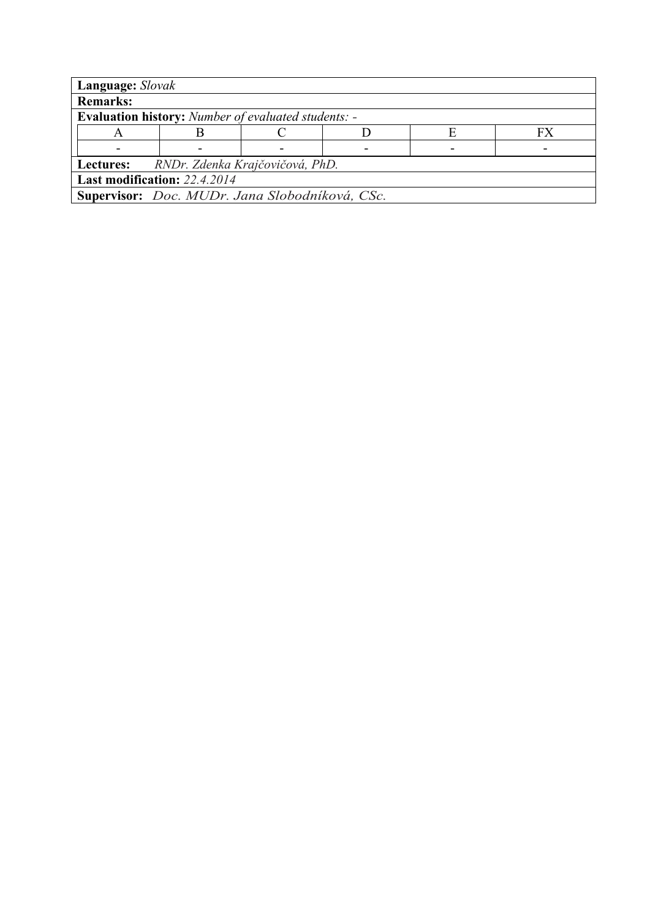**Language:** *Slovak*

**Remarks:**

**Evaluation history:** *Number of evaluated students: -*

| A | B | C | D | E | FX |
|---|---|---|---|---|---|
| - | - | - | - | - | - |

**Lectures:** *RNDr. Zdenka Krajčovičová, PhD.*

**Last modification:** *22.4.2014*

**Supervisor:** *Doc. MUDr. Jana Slobodníková, CSc.*